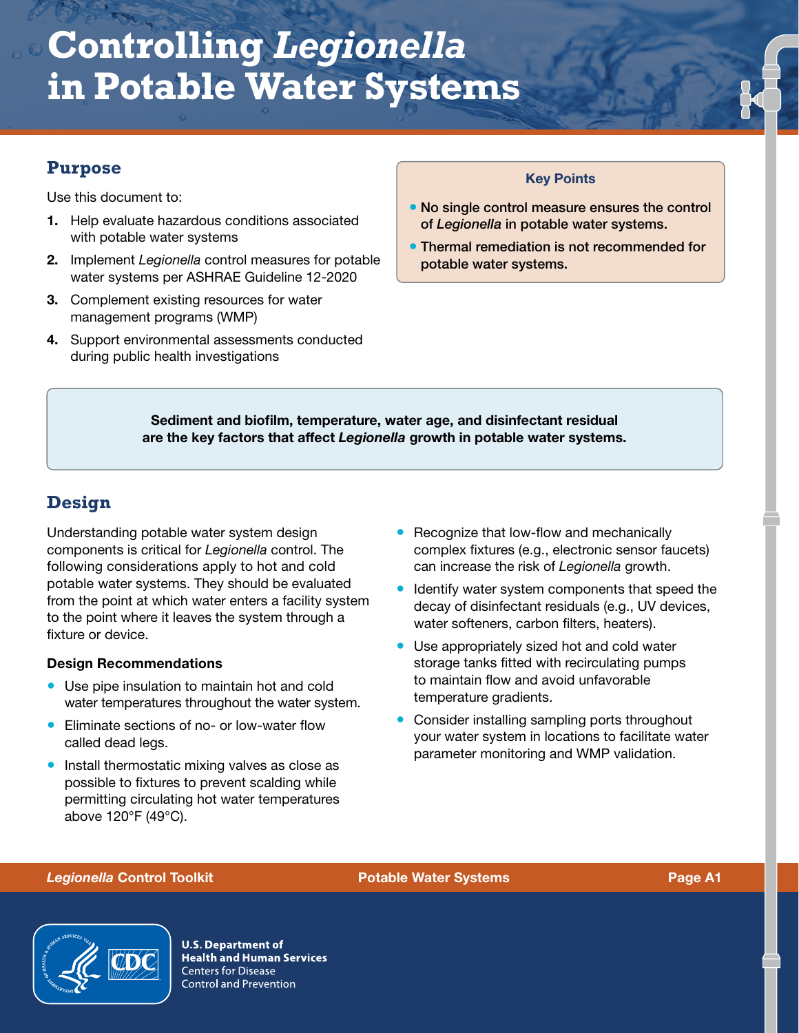# Controlling *Legionella* in Potable Water Systems

## Purpose

Use this document to:

1. Help evaluate hazardous conditions associated with potable water systems
2. Implement *Legionella* control measures for potable water systems per ASHRAE Guideline 12-2020
3. Complement existing resources for water management programs (WMP)
4. Support environmental assessments conducted during public health investigations

**Key Points**

- **No single control measure ensures the control of *Legionella* in potable water systems.**
- **Thermal remediation is not recommended for potable water systems.**

**Sediment and biofilm, temperature, water age, and disinfectant residual are the key factors that affect *Legionella* growth in potable water systems.**

## Design

Understanding potable water system design components is critical for *Legionella* control. The following considerations apply to hot and cold potable water systems. They should be evaluated from the point at which water enters a facility system to the point where it leaves the system through a fixture or device.

### Design Recommendations

- Use pipe insulation to maintain hot and cold water temperatures throughout the water system.
- Eliminate sections of no- or low-water flow called dead legs.
- Install thermostatic mixing valves as close as possible to fixtures to prevent scalding while permitting circulating hot water temperatures above 120°F (49°C).
- Recognize that low-flow and mechanically complex fixtures (e.g., electronic sensor faucets) can increase the risk of *Legionella* growth.
- Identify water system components that speed the decay of disinfectant residuals (e.g., UV devices, water softeners, carbon filters, heaters).
- Use appropriately sized hot and cold water storage tanks fitted with recirculating pumps to maintain flow and avoid unfavorable temperature gradients.
- Consider installing sampling ports throughout your water system in locations to facilitate water parameter monitoring and WMP validation.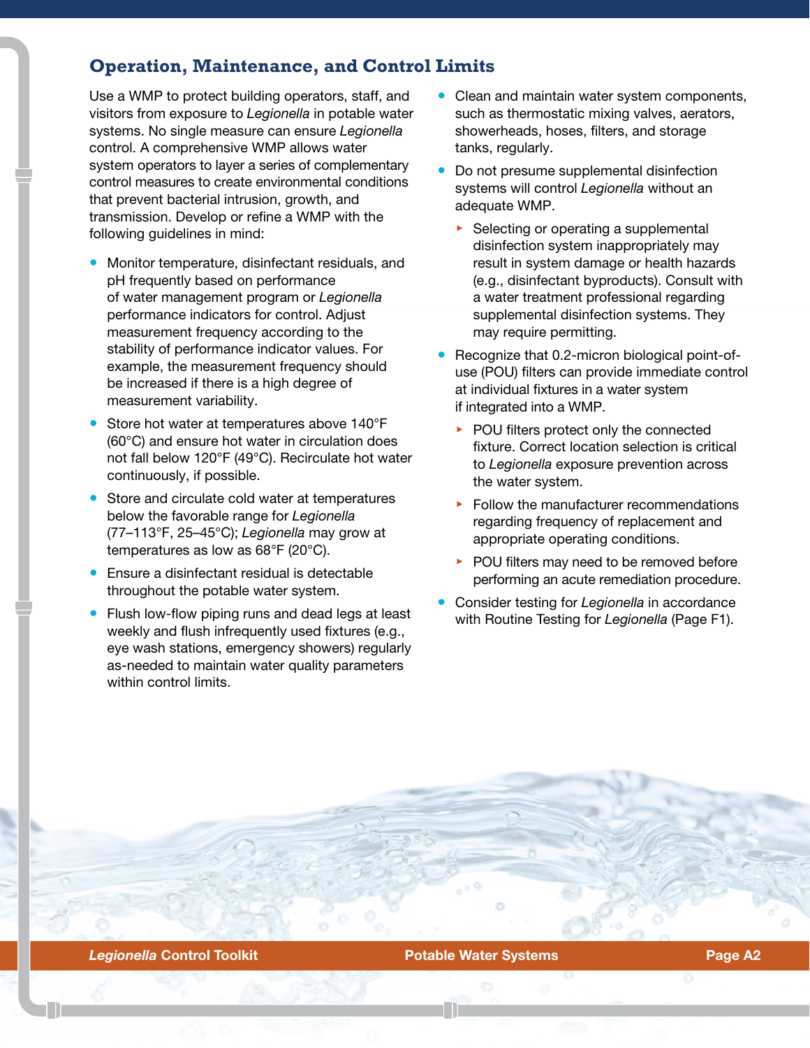## Operation, Maintenance, and Control Limits

Use a WMP to protect building operators, staff, and visitors from exposure to *Legionella* in potable water systems. No single measure can ensure *Legionella* control. A comprehensive WMP allows water system operators to layer a series of complementary control measures to create environmental conditions that prevent bacterial intrusion, growth, and transmission. Develop or refine a WMP with the following guidelines in mind:

- Monitor temperature, disinfectant residuals, and pH frequently based on performance of water management program or *Legionella* performance indicators for control. Adjust measurement frequency according to the stability of performance indicator values. For example, the measurement frequency should be increased if there is a high degree of measurement variability.
- Store hot water at temperatures above 140°F (60°C) and ensure hot water in circulation does not fall below 120°F (49°C). Recirculate hot water continuously, if possible.
- Store and circulate cold water at temperatures below the favorable range for *Legionella* (77–113°F, 25–45°C); *Legionella* may grow at temperatures as low as 68°F (20°C).
- Ensure a disinfectant residual is detectable throughout the potable water system.
- Flush low-flow piping runs and dead legs at least weekly and flush infrequently used fixtures (e.g., eye wash stations, emergency showers) regularly as-needed to maintain water quality parameters within control limits.
- Clean and maintain water system components, such as thermostatic mixing valves, aerators, showerheads, hoses, filters, and storage tanks, regularly.
- Do not presume supplemental disinfection systems will control *Legionella* without an adequate WMP.
  - Selecting or operating a supplemental disinfection system inappropriately may result in system damage or health hazards (e.g., disinfectant byproducts). Consult with a water treatment professional regarding supplemental disinfection systems. They may require permitting.
- Recognize that 0.2-micron biological point-of-use (POU) filters can provide immediate control at individual fixtures in a water system if integrated into a WMP.
  - POU filters protect only the connected fixture. Correct location selection is critical to *Legionella* exposure prevention across the water system.
  - Follow the manufacturer recommendations regarding frequency of replacement and appropriate operating conditions.
  - POU filters may need to be removed before performing an acute remediation procedure.
- Consider testing for *Legionella* in accordance with Routine Testing for *Legionella* (Page F1).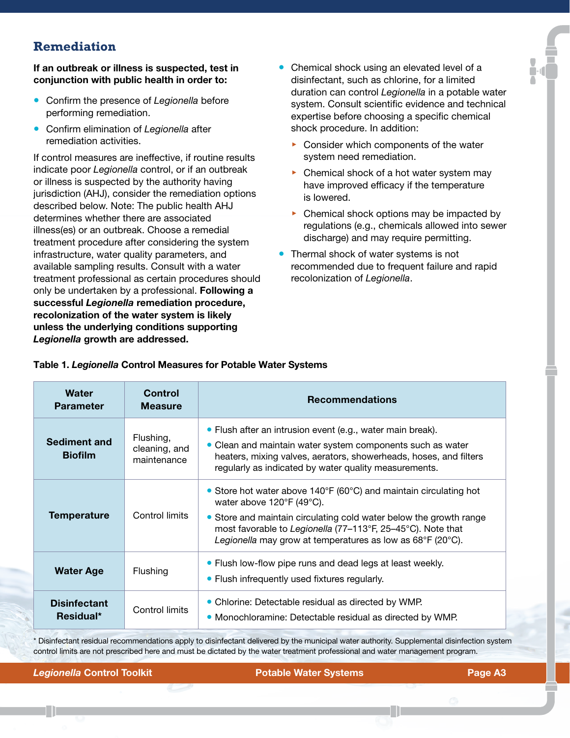## Remediation

**If an outbreak or illness is suspected, test in conjunction with public health in order to:**

- Confirm the presence of *Legionella* before performing remediation.
- Confirm elimination of *Legionella* after remediation activities.

If control measures are ineffective, if routine results indicate poor *Legionella* control, or if an outbreak or illness is suspected by the authority having jurisdiction (AHJ), consider the remediation options described below. Note: The public health AHJ determines whether there are associated illness(es) or an outbreak. Choose a remedial treatment procedure after considering the system infrastructure, water quality parameters, and available sampling results. Consult with a water treatment professional as certain procedures should only be undertaken by a professional. **Following a successful *Legionella* remediation procedure, recolonization of the water system is likely unless the underlying conditions supporting *Legionella* growth are addressed.**

- Chemical shock using an elevated level of a disinfectant, such as chlorine, for a limited duration can control *Legionella* in a potable water system. Consult scientific evidence and technical expertise before choosing a specific chemical shock procedure. In addition:
  - Consider which components of the water system need remediation.
  - Chemical shock of a hot water system may have improved efficacy if the temperature is lowered.
  - Chemical shock options may be impacted by regulations (e.g., chemicals allowed into sewer discharge) and may require permitting.
- Thermal shock of water systems is not recommended due to frequent failure and rapid recolonization of *Legionella*.

**Table 1. *Legionella* Control Measures for Potable Water Systems**

| Water Parameter | Control Measure | Recommendations |
|---|---|---|
| **Sediment and Biofilm** | Flushing, cleaning, and maintenance | • Flush after an intrusion event (e.g., water main break).<br>• Clean and maintain water system components such as water heaters, mixing valves, aerators, showerheads, hoses, and filters regularly as indicated by water quality measurements. |
| **Temperature** | Control limits | • Store hot water above 140°F (60°C) and maintain circulating hot water above 120°F (49°C).<br>• Store and maintain circulating cold water below the growth range most favorable to *Legionella* (77–113°F, 25–45°C). Note that *Legionella* may grow at temperatures as low as 68°F (20°C). |
| **Water Age** | Flushing | • Flush low-flow pipe runs and dead legs at least weekly.<br>• Flush infrequently used fixtures regularly. |
| **Disinfectant Residual*** | Control limits | • Chlorine: Detectable residual as directed by WMP.<br>• Monochloramine: Detectable residual as directed by WMP. |

* Disinfectant residual recommendations apply to disinfectant delivered by the municipal water authority. Supplemental disinfection system control limits are not prescribed here and must be dictated by the water treatment professional and water management program.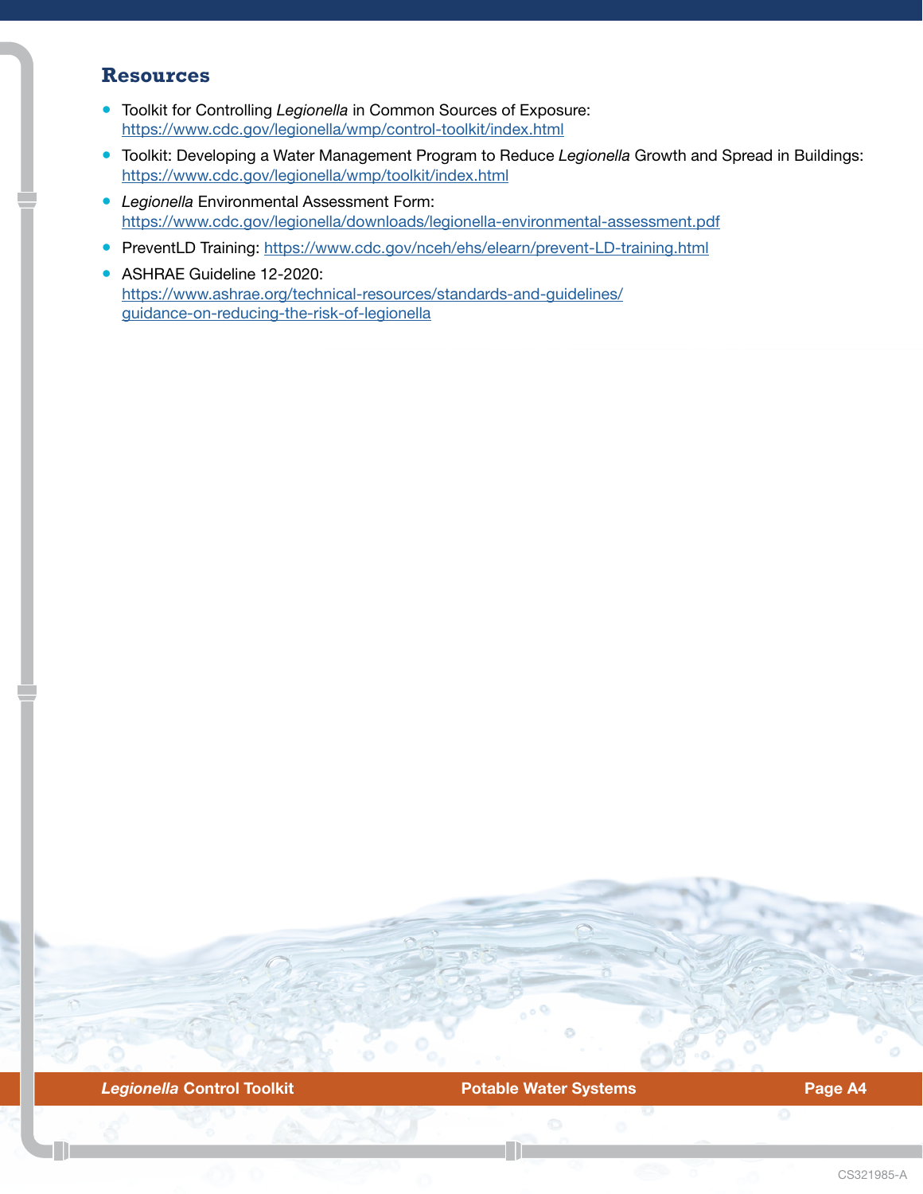## Resources

- Toolkit for Controlling *Legionella* in Common Sources of Exposure: https://www.cdc.gov/legionella/wmp/control-toolkit/index.html
- Toolkit: Developing a Water Management Program to Reduce *Legionella* Growth and Spread in Buildings: https://www.cdc.gov/legionella/wmp/toolkit/index.html
- *Legionella* Environmental Assessment Form: https://www.cdc.gov/legionella/downloads/legionella-environmental-assessment.pdf
- PreventLD Training: https://www.cdc.gov/nceh/ehs/elearn/prevent-LD-training.html
- ASHRAE Guideline 12-2020: https://www.ashrae.org/technical-resources/standards-and-guidelines/guidance-on-reducing-the-risk-of-legionella

CS321985-A